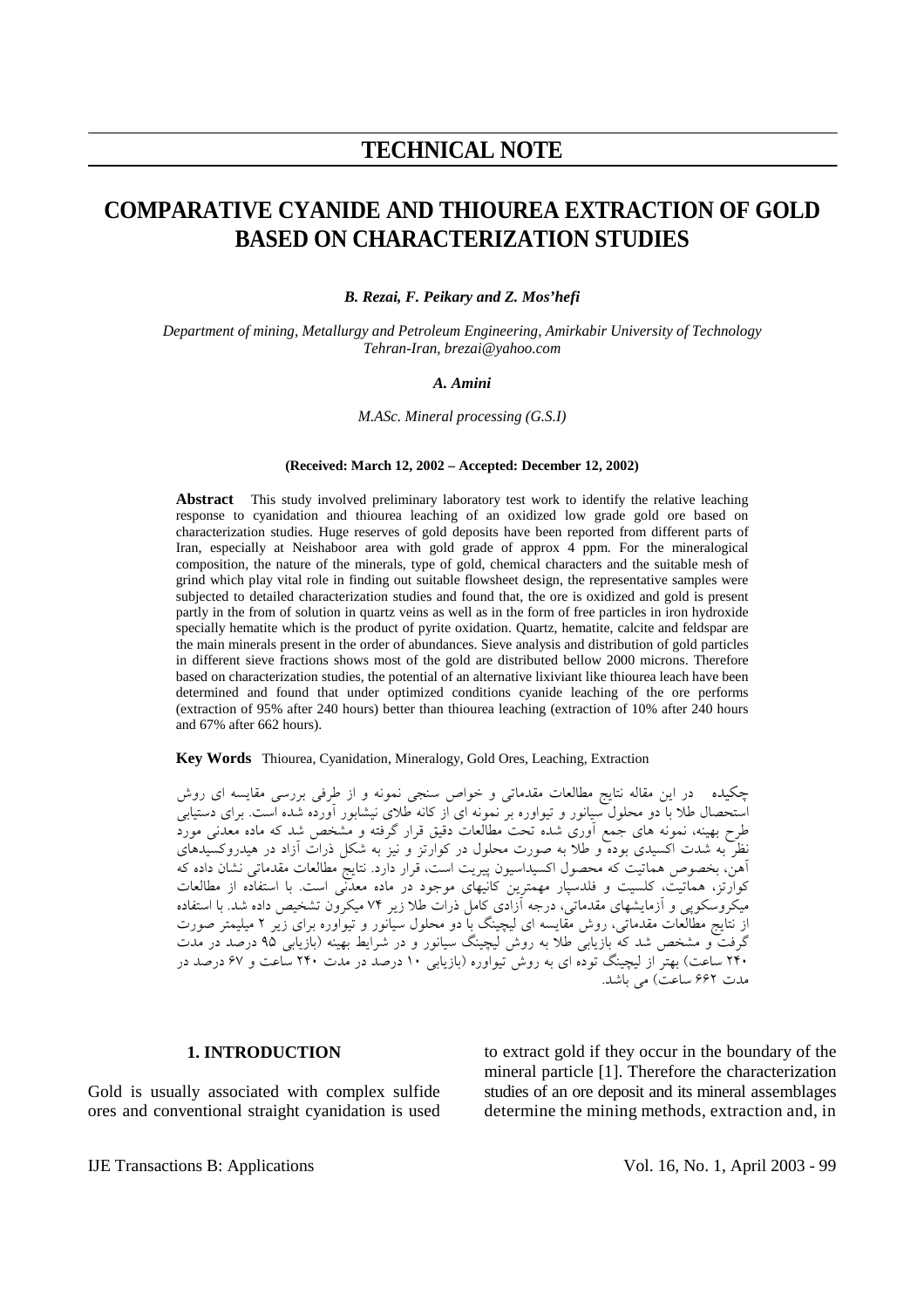# TECHNICAL NOTE

# COMPARATIVE CYANIDE AND THIOUREA EXTRACTION OF GOLD BASED ON CHARACTERIZATION STUDIES

***B. Rezai, F. Peikary and Z. Mos'hefi***

*Department of mining, Metallurgy and Petroleum Engineering, Amirkabir University of Technology Tehran-Iran, brezai@yahoo.com*

***A. Amini***

*M.ASc. Mineral processing (G.S.I)*

**(Received: March 12, 2002 – Accepted: December 12, 2002)**

**Abstract** This study involved preliminary laboratory test work to identify the relative leaching response to cyanidation and thiourea leaching of an oxidized low grade gold ore based on characterization studies. Huge reserves of gold deposits have been reported from different parts of Iran, especially at Neishaboor area with gold grade of approx 4 ppm. For the mineralogical composition, the nature of the minerals, type of gold, chemical characters and the suitable mesh of grind which play vital role in finding out suitable flowsheet design, the representative samples were subjected to detailed characterization studies and found that, the ore is oxidized and gold is present partly in the from of solution in quartz veins as well as in the form of free particles in iron hydroxide specially hematite which is the product of pyrite oxidation. Quartz, hematite, calcite and feldspar are the main minerals present in the order of abundances. Sieve analysis and distribution of gold particles in different sieve fractions shows most of the gold are distributed bellow 2000 microns. Therefore based on characterization studies, the potential of an alternative lixiviant like thiourea leach have been determined and found that under optimized conditions cyanide leaching of the ore performs (extraction of 95% after 240 hours) better than thiourea leaching (extraction of 10% after 240 hours and 67% after 662 hours).

**Key Words** Thiourea, Cyanidation, Mineralogy, Gold Ores, Leaching, Extraction

چکیده در این مقاله نتایج مطالعات مقدماتی و خواص سنجی نمونه و از طرفی بررسی مقایسه ای روش استحصال طلا با دو محلول سیانور و تیواوره بر نمونه ای از کانه طلای نیشابور آورده شده است. برای دستیابی طرح بهینه، نمونه های جمع آوری شده تحت مطالعات دقیق قرار گرفته و مشخص شد که ماده معدنی مورد نظر به شدت اکسیدی بوده و طلا به صورت محلول در کوارتز و نیز به شکل ذرات آزاد در هیدروکسیدهای آهن، بخصوص هماتیت که محصول اکسیداسیون پیریت است، قرار دارد. نتایج مطالعات مقدماتی نشان داده که کوارتز، هماتیت، کلسیت و فلدسپار مهمترین کانیهای موجود در ماده معدنی است. با استفاده از مطالعات میکروسکوپی و آزمایشهای مقدماتی، درجه آزادی کامل ذرات طلا زیر ۷۴ میکرون تشخیص داده شد. با استفاده از نتایج مطالعات مقدماتی، روش مقایسه ای لیچینگ با دو محلول سیانور و تیواوره برای زیر ۲ میلیمتر صورت گرفت و مشخص شد که بازیابی طلا به روش لیچینگ سیانور و در شرایط بهینه (بازیابی ۹۵ درصد در مدت ۲۴۰ ساعت) بهتر از لیچینگ توده ای به روش تیواوره (بازیابی ۱۰ درصد در مدت ۲۴۰ ساعت و ۶۷ درصد در مدت ۶۶۲ ساعت) می باشد.

## 1. INTRODUCTION

Gold is usually associated with complex sulfide ores and conventional straight cyanidation is used to extract gold if they occur in the boundary of the mineral particle [1]. Therefore the characterization studies of an ore deposit and its mineral assemblages determine the mining methods, extraction and, in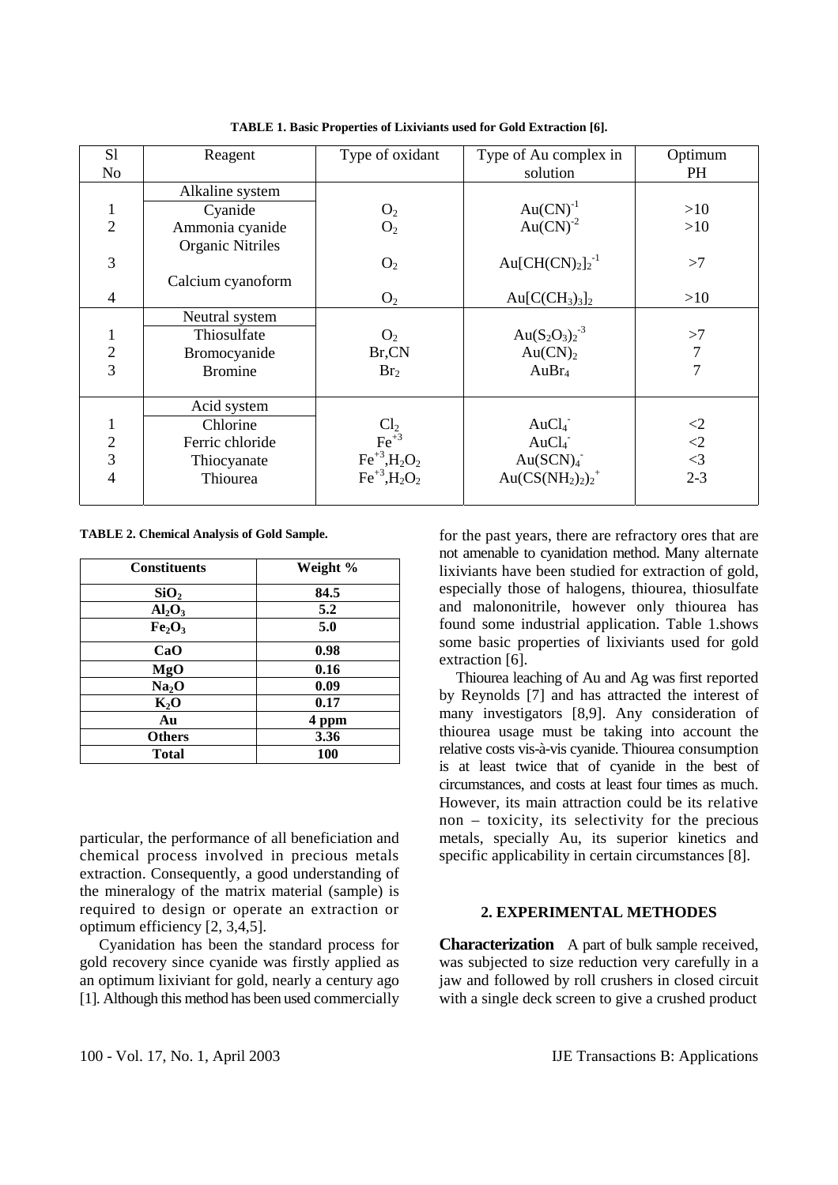**TABLE 1. Basic Properties of Lixiviants used for Gold Extraction [6].**

| Sl No | Reagent | Type of oxidant | Type of Au complex in solution | Optimum PH |
|---|---|---|---|---|
| | Alkaline system | | | |
| 1 | Cyanide | $O_2$ | $Au(CN)^{-1}$ | >10 |
| 2 | Ammonia cyanide | $O_2$ | $Au(CN)^{-2}$ | >10 |
| 3 | Organic Nitriles | $O_2$ | $Au[CH(CN)_2]_2^{-1}$ | >7 |
| 4 | Calcium cyanoform | $O_2$ | $Au[C(CH_3)_3]_2$ | >10 |
| | Neutral system | | | |
| 1 | Thiosulfate | $O_2$ | $Au(S_2O_3)_2^{-3}$ | >7 |
| 2 | Bromocyanide | Br,CN | $Au(CN)_2$ | 7 |
| 3 | Bromine | $Br_2$ | $AuBr_4$ | 7 |
| | Acid system | | | |
| 1 | Chlorine | $Cl_2$ | $AuCl_4^-$ | <2 |
| 2 | Ferric chloride | $Fe^{+3}$ | $AuCl_4^-$ | <2 |
| 3 | Thiocyanate | $Fe^{+3}$,$H_2O_2$ | $Au(SCN)_4^-$ | <3 |
| 4 | Thiourea | $Fe^{+3}$,$H_2O_2$ | $Au(CS(NH_2)_2)_2^+$ | 2-3 |

**TABLE 2. Chemical Analysis of Gold Sample.**

| Constituents | Weight % |
|---|---|
| $SiO_2$ | 84.5 |
| $Al_2O_3$ | 5.2 |
| $Fe_2O_3$ | 5.0 |
| CaO | 0.98 |
| MgO | 0.16 |
| $Na_2O$ | 0.09 |
| $K_2O$ | 0.17 |
| Au | 4 ppm |
| Others | 3.36 |
| Total | 100 |

particular, the performance of all beneficiation and chemical process involved in precious metals extraction. Consequently, a good understanding of the mineralogy of the matrix material (sample) is required to design or operate an extraction or optimum efficiency [2, 3,4,5].

Cyanidation has been the standard process for gold recovery since cyanide was firstly applied as an optimum lixiviant for gold, nearly a century ago [1]. Although this method has been used commercially for the past years, there are refractory ores that are not amenable to cyanidation method. Many alternate lixiviants have been studied for extraction of gold, especially those of halogens, thiourea, thiosulfate and malononitrile, however only thiourea has found some industrial application. Table 1.shows some basic properties of lixiviants used for gold extraction [6].

Thiourea leaching of Au and Ag was first reported by Reynolds [7] and has attracted the interest of many investigators [8,9]. Any consideration of thiourea usage must be taking into account the relative costs vis-à-vis cyanide. Thiourea consumption is at least twice that of cyanide in the best of circumstances, and costs at least four times as much. However, its main attraction could be its relative non – toxicity, its selectivity for the precious metals, specially Au, its superior kinetics and specific applicability in certain circumstances [8].

## 2. EXPERIMENTAL METHODES

**Characterization** A part of bulk sample received, was subjected to size reduction very carefully in a jaw and followed by roll crushers in closed circuit with a single deck screen to give a crushed product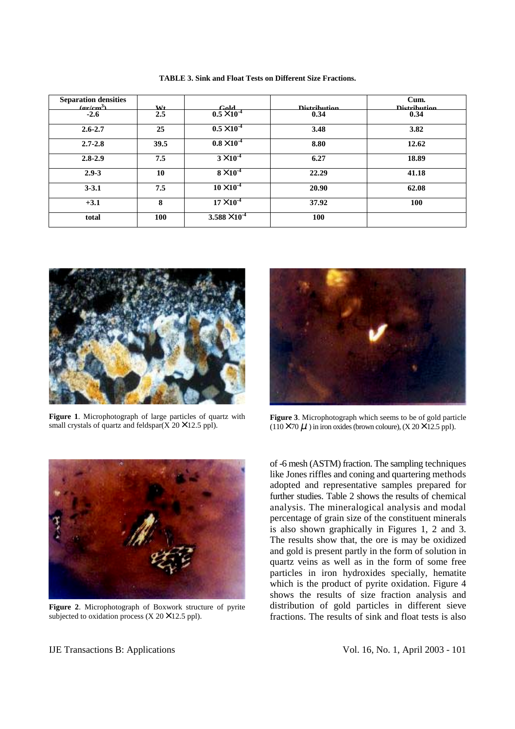**TABLE 3. Sink and Float Tests on Different Size Fractions.**

| Separation densities (gr/cm$^3$) | Wt | Gold | Distribution | Cum. Distribution |
|---|---|---|---|---|
| -2.6 | 2.5 | $0.5 \times 10^{-4}$ | 0.34 | 0.34 |
| 2.6-2.7 | 25 | $0.5 \times 10^{-4}$ | 3.48 | 3.82 |
| 2.7-2.8 | 39.5 | $0.8 \times 10^{-4}$ | 8.80 | 12.62 |
| 2.8-2.9 | 7.5 | $3 \times 10^{-4}$ | 6.27 | 18.89 |
| 2.9-3 | 10 | $8 \times 10^{-4}$ | 22.29 | 41.18 |
| 3-3.1 | 7.5 | $10 \times 10^{-4}$ | 20.90 | 62.08 |
| +3.1 | 8 | $17 \times 10^{-4}$ | 37.92 | 100 |
| total | 100 | $3.588 \times 10^{-4}$ | 100 | |

**Figure 1**. Microphotograph of large particles of quartz with small crystals of quartz and feldspar(X 20 × 12.5 ppl).

**Figure 3**. Microphotograph which seems to be of gold particle (110 × 70 $\mu$) in iron oxides (brown coloure), (X 20 × 12.5 ppl).

**Figure 2**. Microphotograph of Boxwork structure of pyrite subjected to oxidation process (X 20 × 12.5 ppl).

of -6 mesh (ASTM) fraction. The sampling techniques like Jones riffles and coning and quartering methods adopted and representative samples prepared for further studies. Table 2 shows the results of chemical analysis. The mineralogical analysis and modal percentage of grain size of the constituent minerals is also shown graphically in Figures 1, 2 and 3. The results show that, the ore is may be oxidized and gold is present partly in the form of solution in quartz veins as well as in the form of some free particles in iron hydroxides specially, hematite which is the product of pyrite oxidation. Figure 4 shows the results of size fraction analysis and distribution of gold particles in different sieve fractions. The results of sink and float tests is also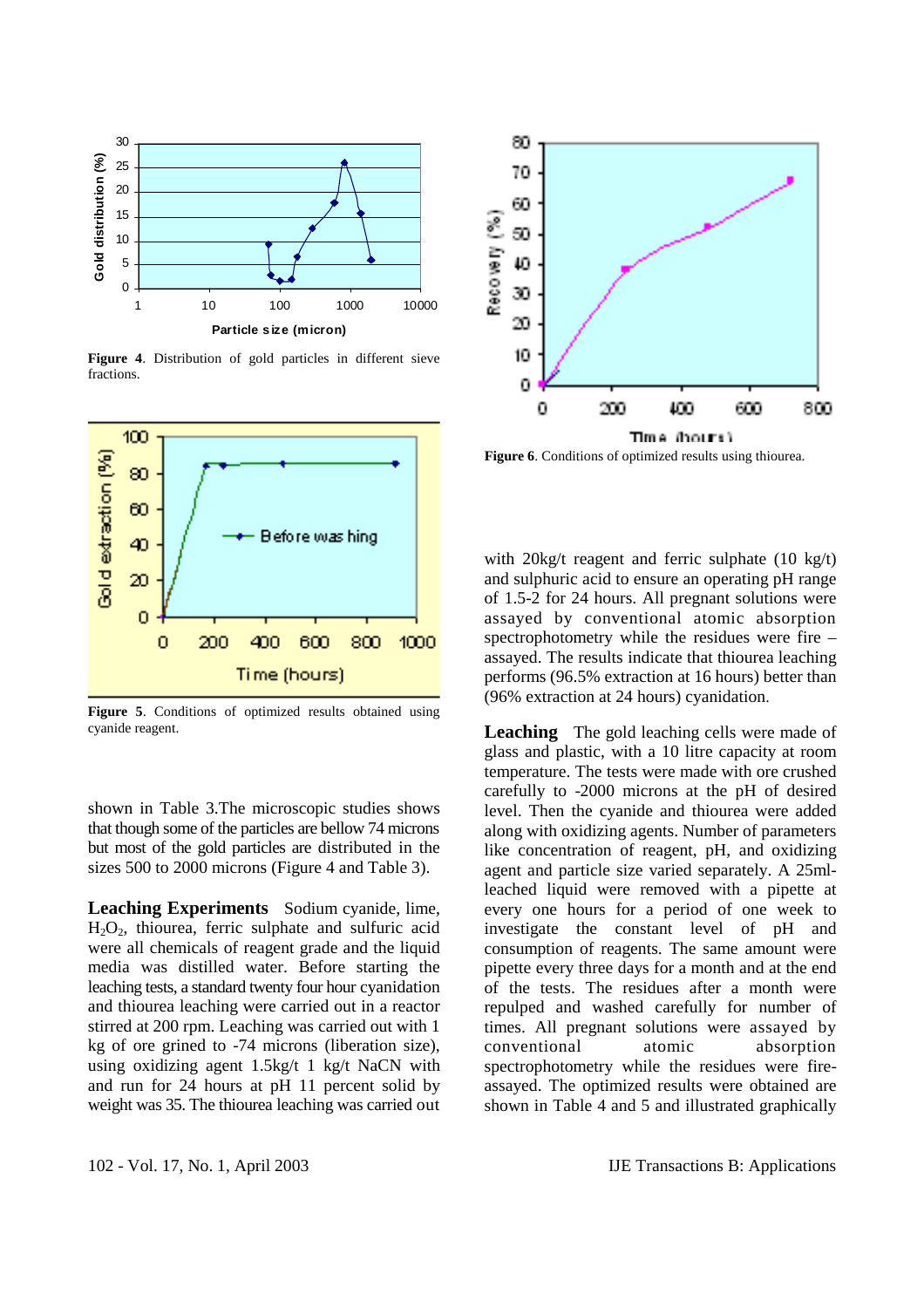**Figure 4**. Distribution of gold particles in different sieve fractions.

**Figure 5**. Conditions of optimized results obtained using cyanide reagent.

shown in Table 3.The microscopic studies shows that though some of the particles are bellow 74 microns but most of the gold particles are distributed in the sizes 500 to 2000 microns (Figure 4 and Table 3).

**Leaching Experiments** Sodium cyanide, lime, $H_2O_2$, thiourea, ferric sulphate and sulfuric acid were all chemicals of reagent grade and the liquid media was distilled water. Before starting the leaching tests, a standard twenty four hour cyanidation and thiourea leaching were carried out in a reactor stirred at 200 rpm. Leaching was carried out with 1 kg of ore grined to -74 microns (liberation size), using oxidizing agent 1.5kg/t 1 kg/t NaCN with and run for 24 hours at pH 11 percent solid by weight was 35. The thiourea leaching was carried out

**Figure 6**. Conditions of optimized results using thiourea.

with 20kg/t reagent and ferric sulphate (10 kg/t) and sulphuric acid to ensure an operating pH range of 1.5-2 for 24 hours. All pregnant solutions were assayed by conventional atomic absorption spectrophotometry while the residues were fire – assayed. The results indicate that thiourea leaching performs (96.5% extraction at 16 hours) better than (96% extraction at 24 hours) cyanidation.

**Leaching** The gold leaching cells were made of glass and plastic, with a 10 litre capacity at room temperature. The tests were made with ore crushed carefully to -2000 microns at the pH of desired level. Then the cyanide and thiourea were added along with oxidizing agents. Number of parameters like concentration of reagent, pH, and oxidizing agent and particle size varied separately. A 25ml-leached liquid were removed with a pipette at every one hours for a period of one week to investigate the constant level of pH and consumption of reagents. The same amount were pipette every three days for a month and at the end of the tests. The residues after a month were repulped and washed carefully for number of times. All pregnant solutions were assayed by conventional atomic absorption spectrophotometry while the residues were fire-assayed. The optimized results were obtained are shown in Table 4 and 5 and illustrated graphically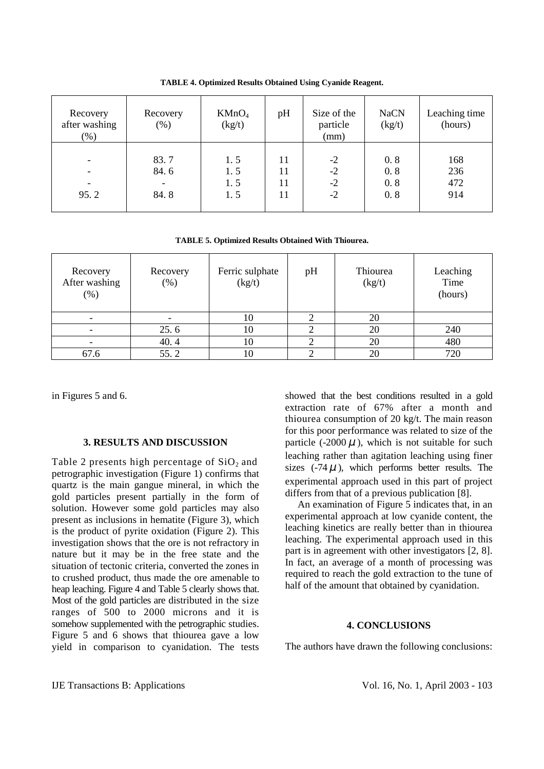**TABLE 4. Optimized Results Obtained Using Cyanide Reagent.**

| Recovery after washing (%) | Recovery (%) | $KMnO_4$ (kg/t) | pH | Size of the particle (mm) | NaCN (kg/t) | Leaching time (hours) |
|---|---|---|---|---|---|---|
| - | 83. 7 | 1. 5 | 11 | -2 | 0. 8 | 168 |
| - | 84. 6 | 1. 5 | 11 | -2 | 0. 8 | 236 |
| - | - | 1. 5 | 11 | -2 | 0. 8 | 472 |
| 95. 2 | 84. 8 | 1. 5 | 11 | -2 | 0. 8 | 914 |

**TABLE 5. Optimized Results Obtained With Thiourea.**

| Recovery After washing (%) | Recovery (%) | Ferric sulphate (kg/t) | pH | Thiourea (kg/t) | Leaching Time (hours) |
|---|---|---|---|---|---|
| - | - | 10 | 2 | 20 | |
| - | 25. 6 | 10 | 2 | 20 | 240 |
| - | 40. 4 | 10 | 2 | 20 | 480 |
| 67.6 | 55. 2 | 10 | 2 | 20 | 720 |

in Figures 5 and 6.

## 3. RESULTS AND DISCUSSION

Table 2 presents high percentage of $SiO_2$ and petrographic investigation (Figure 1) confirms that quartz is the main gangue mineral, in which the gold particles present partially in the form of solution. However some gold particles may also present as inclusions in hematite (Figure 3), which is the product of pyrite oxidation (Figure 2). This investigation shows that the ore is not refractory in nature but it may be in the free state and the situation of tectonic criteria, converted the zones in to crushed product, thus made the ore amenable to heap leaching. Figure 4 and Table 5 clearly shows that. Most of the gold particles are distributed in the size ranges of 500 to 2000 microns and it is somehow supplemented with the petrographic studies. Figure 5 and 6 shows that thiourea gave a low yield in comparison to cyanidation. The tests showed that the best conditions resulted in a gold extraction rate of 67% after a month and thiourea consumption of 20 kg/t. The main reason for this poor performance was related to size of the particle ($-2000\mu$), which is not suitable for such leaching rather than agitation leaching using finer sizes ($-74\mu$), which performs better results. The experimental approach used in this part of project differs from that of a previous publication [8].

An examination of Figure 5 indicates that, in an experimental approach at low cyanide content, the leaching kinetics are really better than in thiourea leaching. The experimental approach used in this part is in agreement with other investigators [2, 8]. In fact, an average of a month of processing was required to reach the gold extraction to the tune of half of the amount that obtained by cyanidation.

## 4. CONCLUSIONS

The authors have drawn the following conclusions: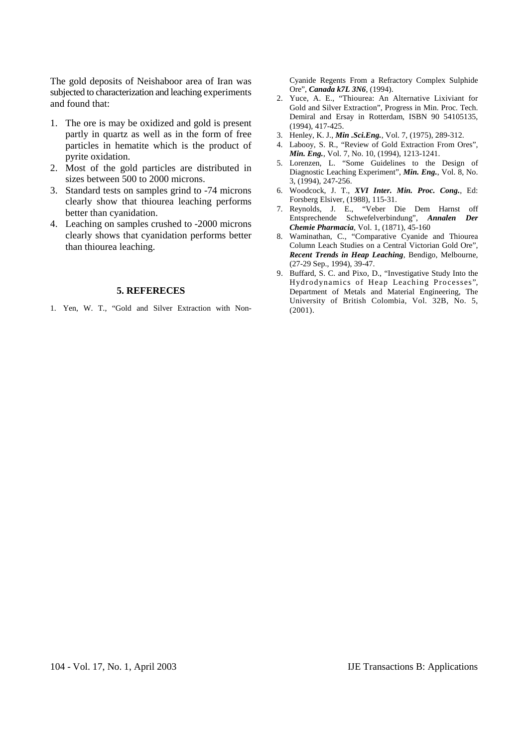The gold deposits of Neishaboor area of Iran was subjected to characterization and leaching experiments and found that:

1. The ore is may be oxidized and gold is present partly in quartz as well as in the form of free particles in hematite which is the product of pyrite oxidation.
2. Most of the gold particles are distributed in sizes between 500 to 2000 microns.
3. Standard tests on samples grind to -74 microns clearly show that thiourea leaching performs better than cyanidation.
4. Leaching on samples crushed to -2000 microns clearly shows that cyanidation performs better than thiourea leaching.

## 5. REFERECES

1. Yen, W. T., "Gold and Silver Extraction with Non-Cyanide Regents From a Refractory Complex Sulphide Ore", ***Canada k7L 3N6***, (1994).
2. Yuce, A. E., "Thiourea: An Alternative Lixiviant for Gold and Silver Extraction", Progress in Min. Proc. Tech. Demiral and Ersay in Rotterdam, ISBN 90 54105135, (1994), 417-425.
3. Henley, K. J., ***Min .Sci.Eng.***, Vol. 7, (1975), 289-312.
4. Labooy, S. R., "Review of Gold Extraction From Ores", ***Min. Eng.***, Vol. 7, No. 10, (1994), 1213-1241.
5. Lorenzen, L. "Some Guidelines to the Design of Diagnostic Leaching Experiment", ***Min. Eng.***, Vol. 8, No. 3, (1994), 247-256.
6. Woodcock, J. T., ***XVI Inter. Min. Proc. Cong.***, Ed: Forsberg Elsiver, (1988), 115-31.
7. Reynolds, J. E., "Veber Die Dem Harnst off Entsprechende Schwefelverbindung", ***Annalen Der Chemie Pharmacia***, Vol. 1, (1871), 45-160
8. Waminathan, C., "Comparative Cyanide and Thiourea Column Leach Studies on a Central Victorian Gold Ore", ***Recent Trends in Heap Leaching***, Bendigo, Melbourne, (27-29 Sep., 1994), 39-47.
9. Buffard, S. C. and Pixo, D., "Investigative Study Into the Hydrodynamics of Heap Leaching Processes", Department of Metals and Material Engineering, The University of British Colombia, Vol. 32B, No. 5, (2001).